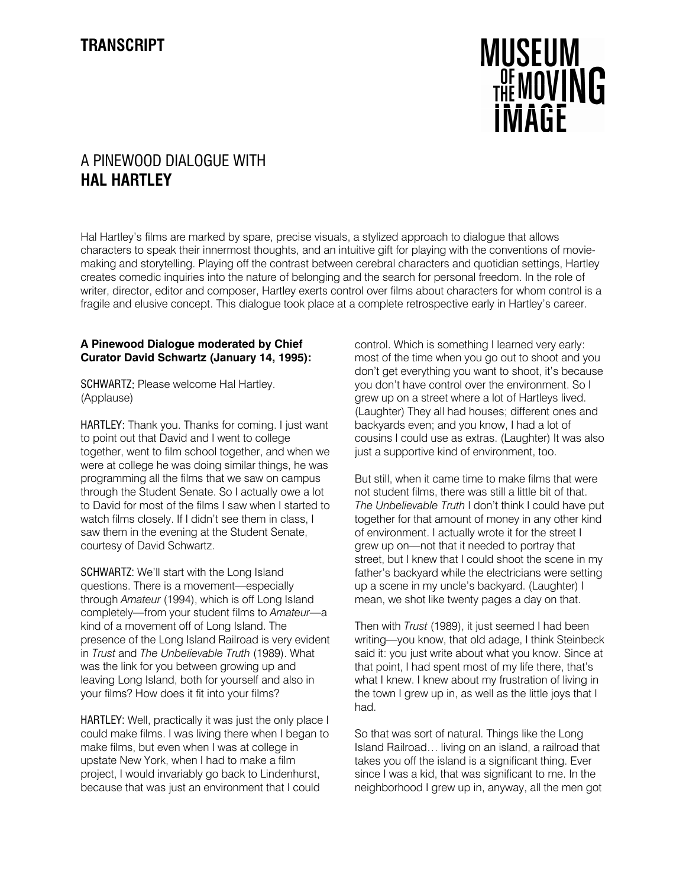TRANSCRIPT

MUSEUM OF THE MOVING IMAGE

# A PINEWOOD DIALOGUE WITH **HAL HARTLEY**

Hal Hartley's films are marked by spare, precise visuals, a stylized approach to dialogue that allows characters to speak their innermost thoughts, and an intuitive gift for playing with the conventions of movie-making and storytelling. Playing off the contrast between cerebral characters and quotidian settings, Hartley creates comedic inquiries into the nature of belonging and the search for personal freedom. In the role of writer, director, editor and composer, Hartley exerts control over films about characters for whom control is a fragile and elusive concept. This dialogue took place at a complete retrospective early in Hartley's career.

**A Pinewood Dialogue moderated by Chief Curator David Schwartz (January 14, 1995):**

SCHWARTZ: Please welcome Hal Hartley. (Applause)

HARTLEY: Thank you. Thanks for coming. I just want to point out that David and I went to college together, went to film school together, and when we were at college he was doing similar things, he was programming all the films that we saw on campus through the Student Senate. So I actually owe a lot to David for most of the films I saw when I started to watch films closely. If I didn't see them in class, I saw them in the evening at the Student Senate, courtesy of David Schwartz.

SCHWARTZ: We'll start with the Long Island questions. There is a movement—especially through *Amateur* (1994), which is off Long Island completely—from your student films to *Amateur*—a kind of a movement off of Long Island. The presence of the Long Island Railroad is very evident in *Trust* and *The Unbelievable Truth* (1989). What was the link for you between growing up and leaving Long Island, both for yourself and also in your films? How does it fit into your films?

HARTLEY: Well, practically it was just the only place I could make films. I was living there when I began to make films, but even when I was at college in upstate New York, when I had to make a film project, I would invariably go back to Lindenhurst, because that was just an environment that I could control. Which is something I learned very early: most of the time when you go out to shoot and you don't get everything you want to shoot, it's because you don't have control over the environment. So I grew up on a street where a lot of Hartleys lived. (Laughter) They all had houses; different ones and backyards even; and you know, I had a lot of cousins I could use as extras. (Laughter) It was also just a supportive kind of environment, too.

But still, when it came time to make films that were not student films, there was still a little bit of that. *The Unbelievable Truth* I don't think I could have put together for that amount of money in any other kind of environment. I actually wrote it for the street I grew up on—not that it needed to portray that street, but I knew that I could shoot the scene in my father's backyard while the electricians were setting up a scene in my uncle's backyard. (Laughter) I mean, we shot like twenty pages a day on that.

Then with *Trust* (1989), it just seemed I had been writing—you know, that old adage, I think Steinbeck said it: you just write about what you know. Since at that point, I had spent most of my life there, that's what I knew. I knew about my frustration of living in the town I grew up in, as well as the little joys that I had.

So that was sort of natural. Things like the Long Island Railroad… living on an island, a railroad that takes you off the island is a significant thing. Ever since I was a kid, that was significant to me. In the neighborhood I grew up in, anyway, all the men got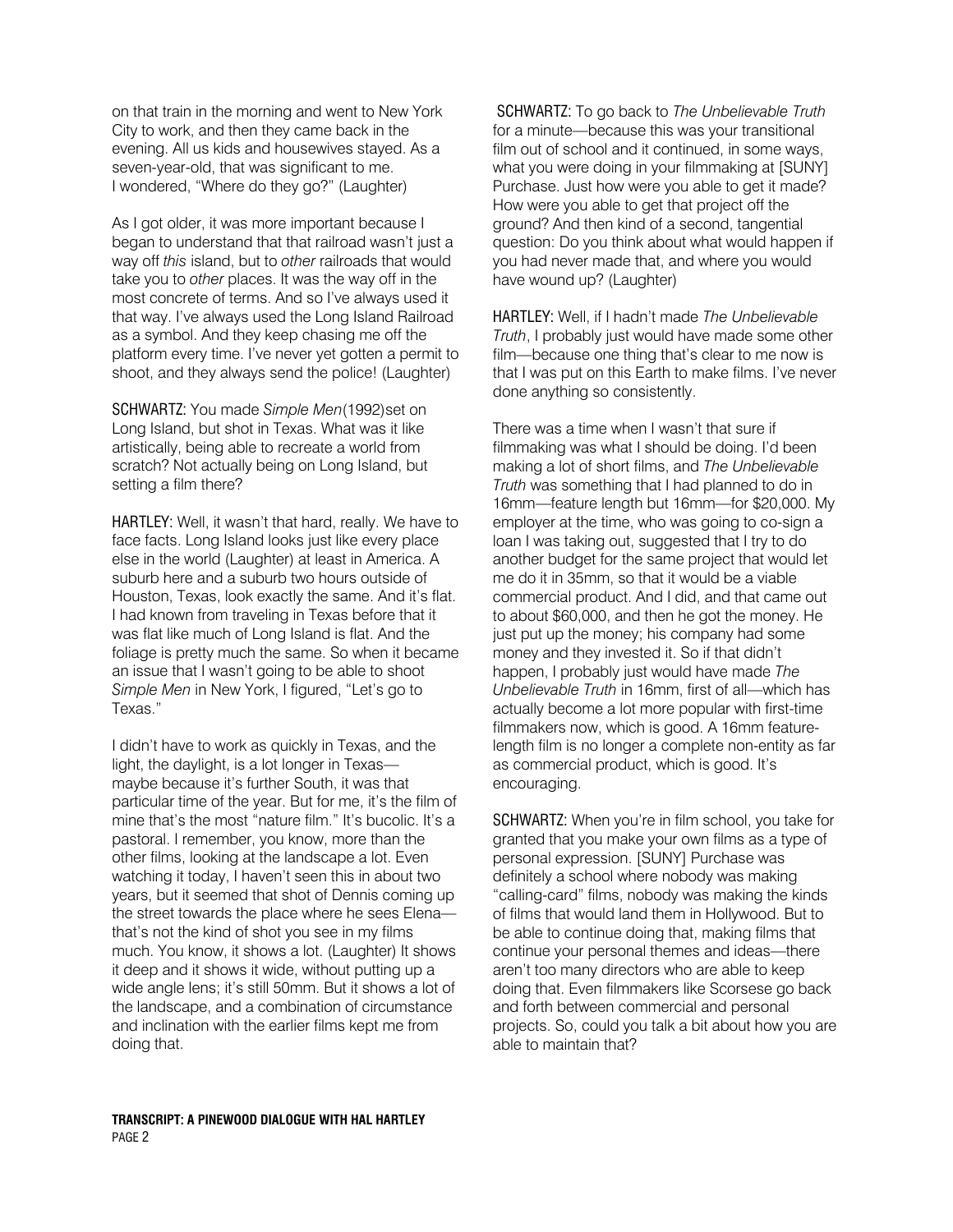on that train in the morning and went to New York City to work, and then they came back in the evening. All us kids and housewives stayed. As a seven-year-old, that was significant to me. I wondered, "Where do they go?" (Laughter)

As I got older, it was more important because I began to understand that that railroad wasn't just a way off *this* island, but to *other* railroads that would take you to *other* places. It was the way off in the most concrete of terms. And so I've always used it that way. I've always used the Long Island Railroad as a symbol. And they keep chasing me off the platform every time. I've never yet gotten a permit to shoot, and they always send the police! (Laughter)

SCHWARTZ: You made *Simple Men*(1992)set on Long Island, but shot in Texas. What was it like artistically, being able to recreate a world from scratch? Not actually being on Long Island, but setting a film there?

HARTLEY: Well, it wasn't that hard, really. We have to face facts. Long Island looks just like every place else in the world (Laughter) at least in America. A suburb here and a suburb two hours outside of Houston, Texas, look exactly the same. And it's flat. I had known from traveling in Texas before that it was flat like much of Long Island is flat. And the foliage is pretty much the same. So when it became an issue that I wasn't going to be able to shoot *Simple Men* in New York, I figured, "Let's go to Texas."

I didn't have to work as quickly in Texas, and the light, the daylight, is a lot longer in Texas—maybe because it's further South, it was that particular time of the year. But for me, it's the film of mine that's the most "nature film." It's bucolic. It's a pastoral. I remember, you know, more than the other films, looking at the landscape a lot. Even watching it today, I haven't seen this in about two years, but it seemed that shot of Dennis coming up the street towards the place where he sees Elena—that's not the kind of shot you see in my films much. You know, it shows a lot. (Laughter) It shows it deep and it shows it wide, without putting up a wide angle lens; it's still 50mm. But it shows a lot of the landscape, and a combination of circumstance and inclination with the earlier films kept me from doing that.

SCHWARTZ: To go back to *The Unbelievable Truth* for a minute—because this was your transitional film out of school and it continued, in some ways, what you were doing in your filmmaking at [SUNY] Purchase. Just how were you able to get it made? How were you able to get that project off the ground? And then kind of a second, tangential question: Do you think about what would happen if you had never made that, and where you would have wound up? (Laughter)

HARTLEY: Well, if I hadn't made *The Unbelievable Truth*, I probably just would have made some other film—because one thing that's clear to me now is that I was put on this Earth to make films. I've never done anything so consistently.

There was a time when I wasn't that sure if filmmaking was what I should be doing. I'd been making a lot of short films, and *The Unbelievable Truth* was something that I had planned to do in 16mm—feature length but 16mm—for $20,000. My employer at the time, who was going to co-sign a loan I was taking out, suggested that I try to do another budget for the same project that would let me do it in 35mm, so that it would be a viable commercial product. And I did, and that came out to about $60,000, and then he got the money. He just put up the money; his company had some money and they invested it. So if that didn't happen, I probably just would have made *The Unbelievable Truth* in 16mm, first of all—which has actually become a lot more popular with first-time filmmakers now, which is good. A 16mm feature-length film is no longer a complete non-entity as far as commercial product, which is good. It's encouraging.

SCHWARTZ: When you're in film school, you take for granted that you make your own films as a type of personal expression. [SUNY] Purchase was definitely a school where nobody was making "calling-card" films, nobody was making the kinds of films that would land them in Hollywood. But to be able to continue doing that, making films that continue your personal themes and ideas—there aren't too many directors who are able to keep doing that. Even filmmakers like Scorsese go back and forth between commercial and personal projects. So, could you talk a bit about how you are able to maintain that?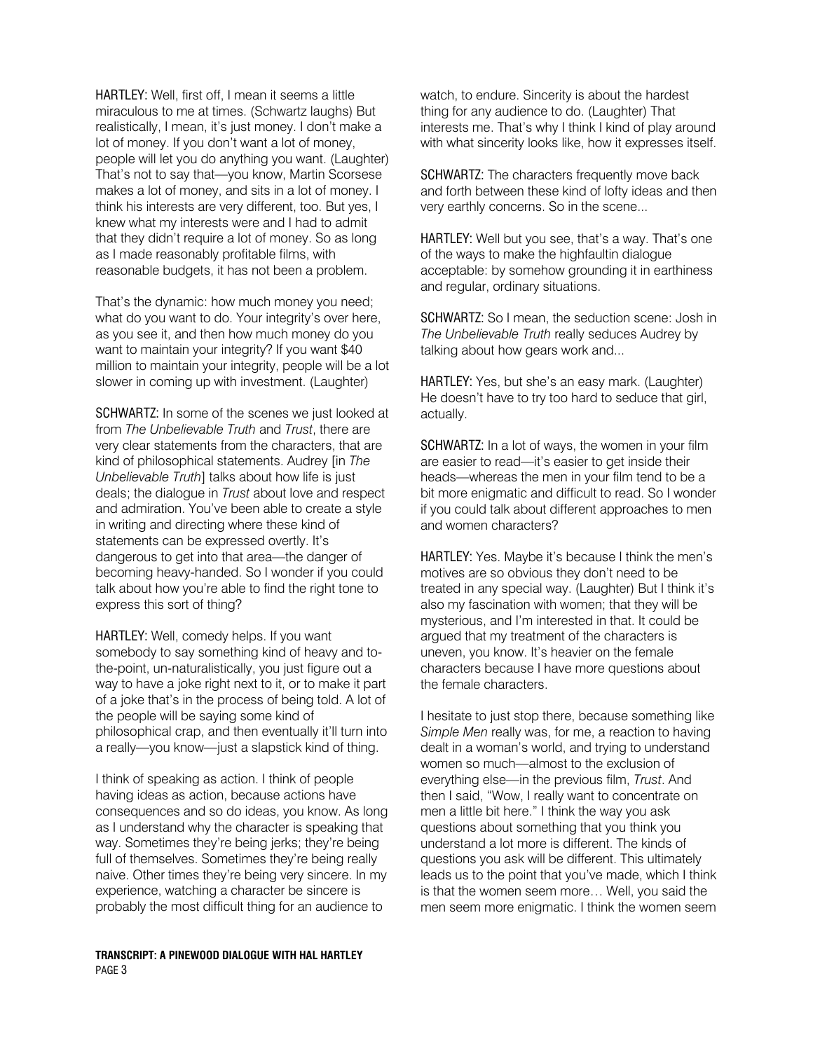HARTLEY: Well, first off, I mean it seems a little miraculous to me at times. (Schwartz laughs) But realistically, I mean, it's just money. I don't make a lot of money. If you don't want a lot of money, people will let you do anything you want. (Laughter) That's not to say that—you know, Martin Scorsese makes a lot of money, and sits in a lot of money. I think his interests are very different, too. But yes, I knew what my interests were and I had to admit that they didn't require a lot of money. So as long as I made reasonably profitable films, with reasonable budgets, it has not been a problem.

That's the dynamic: how much money you need; what do you want to do. Your integrity's over here, as you see it, and then how much money do you want to maintain your integrity? If you want $40 million to maintain your integrity, people will be a lot slower in coming up with investment. (Laughter)

SCHWARTZ: In some of the scenes we just looked at from *The Unbelievable Truth* and *Trust*, there are very clear statements from the characters, that are kind of philosophical statements. Audrey [in *The Unbelievable Truth*] talks about how life is just deals; the dialogue in *Trust* about love and respect and admiration. You've been able to create a style in writing and directing where these kind of statements can be expressed overtly. It's dangerous to get into that area—the danger of becoming heavy-handed. So I wonder if you could talk about how you're able to find the right tone to express this sort of thing?

HARTLEY: Well, comedy helps. If you want somebody to say something kind of heavy and to-the-point, un-naturalistically, you just figure out a way to have a joke right next to it, or to make it part of a joke that's in the process of being told. A lot of the people will be saying some kind of philosophical crap, and then eventually it'll turn into a really—you know—just a slapstick kind of thing.

I think of speaking as action. I think of people having ideas as action, because actions have consequences and so do ideas, you know. As long as I understand why the character is speaking that way. Sometimes they're being jerks; they're being full of themselves. Sometimes they're being really naive. Other times they're being very sincere. In my experience, watching a character be sincere is probably the most difficult thing for an audience to watch, to endure. Sincerity is about the hardest thing for any audience to do. (Laughter) That interests me. That's why I think I kind of play around with what sincerity looks like, how it expresses itself.

SCHWARTZ: The characters frequently move back and forth between these kind of lofty ideas and then very earthly concerns. So in the scene...

HARTLEY: Well but you see, that's a way. That's one of the ways to make the highfaultin dialogue acceptable: by somehow grounding it in earthiness and regular, ordinary situations.

SCHWARTZ: So I mean, the seduction scene: Josh in *The Unbelievable Truth* really seduces Audrey by talking about how gears work and...

HARTLEY: Yes, but she's an easy mark. (Laughter) He doesn't have to try too hard to seduce that girl, actually.

SCHWARTZ: In a lot of ways, the women in your film are easier to read—it's easier to get inside their heads—whereas the men in your film tend to be a bit more enigmatic and difficult to read. So I wonder if you could talk about different approaches to men and women characters?

HARTLEY: Yes. Maybe it's because I think the men's motives are so obvious they don't need to be treated in any special way. (Laughter) But I think it's also my fascination with women; that they will be mysterious, and I'm interested in that. It could be argued that my treatment of the characters is uneven, you know. It's heavier on the female characters because I have more questions about the female characters.

I hesitate to just stop there, because something like *Simple Men* really was, for me, a reaction to having dealt in a woman's world, and trying to understand women so much—almost to the exclusion of everything else—in the previous film, *Trust*. And then I said, "Wow, I really want to concentrate on men a little bit here." I think the way you ask questions about something that you think you understand a lot more is different. The kinds of questions you ask will be different. This ultimately leads us to the point that you've made, which I think is that the women seem more… Well, you said the men seem more enigmatic. I think the women seem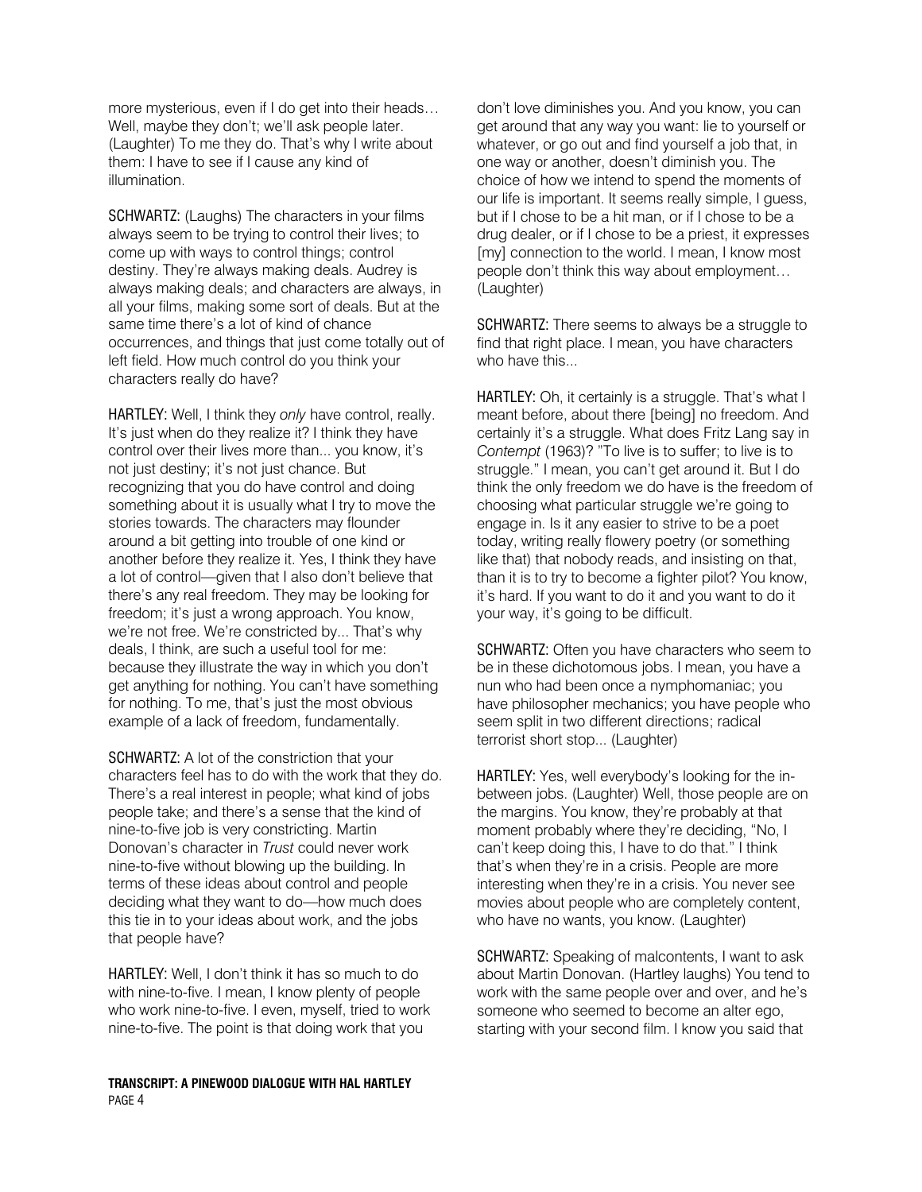more mysterious, even if I do get into their heads… Well, maybe they don't; we'll ask people later. (Laughter) To me they do. That's why I write about them: I have to see if I cause any kind of illumination.

**SCHWARTZ:** (Laughs) The characters in your films always seem to be trying to control their lives; to come up with ways to control things; control destiny. They're always making deals. Audrey is always making deals; and characters are always, in all your films, making some sort of deals. But at the same time there's a lot of kind of chance occurrences, and things that just come totally out of left field. How much control do you think your characters really do have?

**HARTLEY:** Well, I think they *only* have control, really. It's just when do they realize it? I think they have control over their lives more than... you know, it's not just destiny; it's not just chance. But recognizing that you do have control and doing something about it is usually what I try to move the stories towards. The characters may flounder around a bit getting into trouble of one kind or another before they realize it. Yes, I think they have a lot of control—given that I also don't believe that there's any real freedom. They may be looking for freedom; it's just a wrong approach. You know, we're not free. We're constricted by... That's why deals, I think, are such a useful tool for me: because they illustrate the way in which you don't get anything for nothing. You can't have something for nothing. To me, that's just the most obvious example of a lack of freedom, fundamentally.

**SCHWARTZ:** A lot of the constriction that your characters feel has to do with the work that they do. There's a real interest in people; what kind of jobs people take; and there's a sense that the kind of nine-to-five job is very constricting. Martin Donovan's character in *Trust* could never work nine-to-five without blowing up the building. In terms of these ideas about control and people deciding what they want to do—how much does this tie in to your ideas about work, and the jobs that people have?

**HARTLEY:** Well, I don't think it has so much to do with nine-to-five. I mean, I know plenty of people who work nine-to-five. I even, myself, tried to work nine-to-five. The point is that doing work that you don't love diminishes you. And you know, you can get around that any way you want: lie to yourself or whatever, or go out and find yourself a job that, in one way or another, doesn't diminish you. The choice of how we intend to spend the moments of our life is important. It seems really simple, I guess, but if I chose to be a hit man, or if I chose to be a drug dealer, or if I chose to be a priest, it expresses [my] connection to the world. I mean, I know most people don't think this way about employment… (Laughter)

**SCHWARTZ:** There seems to always be a struggle to find that right place. I mean, you have characters who have this...

**HARTLEY:** Oh, it certainly is a struggle. That's what I meant before, about there [being] no freedom. And certainly it's a struggle. What does Fritz Lang say in *Contempt* (1963)? "To live is to suffer; to live is to struggle." I mean, you can't get around it. But I do think the only freedom we do have is the freedom of choosing what particular struggle we're going to engage in. Is it any easier to strive to be a poet today, writing really flowery poetry (or something like that) that nobody reads, and insisting on that, than it is to try to become a fighter pilot? You know, it's hard. If you want to do it and you want to do it your way, it's going to be difficult.

**SCHWARTZ:** Often you have characters who seem to be in these dichotomous jobs. I mean, you have a nun who had been once a nymphomaniac; you have philosopher mechanics; you have people who seem split in two different directions; radical terrorist short stop... (Laughter)

**HARTLEY:** Yes, well everybody's looking for the in-between jobs. (Laughter) Well, those people are on the margins. You know, they're probably at that moment probably where they're deciding, "No, I can't keep doing this, I have to do that." I think that's when they're in a crisis. People are more interesting when they're in a crisis. You never see movies about people who are completely content, who have no wants, you know. (Laughter)

**SCHWARTZ:** Speaking of malcontents, I want to ask about Martin Donovan. (Hartley laughs) You tend to work with the same people over and over, and he's someone who seemed to become an alter ego, starting with your second film. I know you said that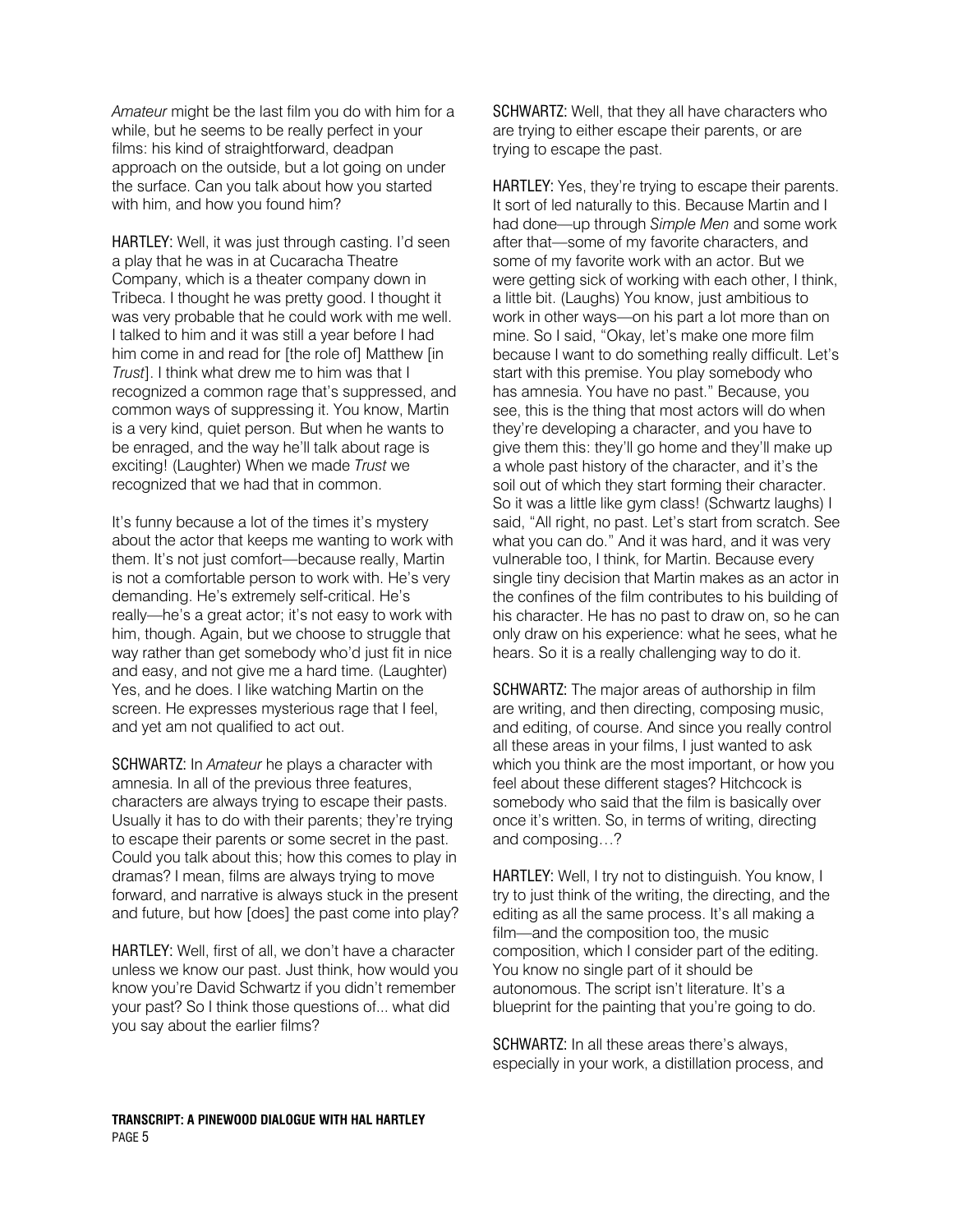*Amateur* might be the last film you do with him for a while, but he seems to be really perfect in your films: his kind of straightforward, deadpan approach on the outside, but a lot going on under the surface. Can you talk about how you started with him, and how you found him?

HARTLEY: Well, it was just through casting. I'd seen a play that he was in at Cucaracha Theatre Company, which is a theater company down in Tribeca. I thought he was pretty good. I thought it was very probable that he could work with me well. I talked to him and it was still a year before I had him come in and read for [the role of] Matthew [in *Trust*]. I think what drew me to him was that I recognized a common rage that's suppressed, and common ways of suppressing it. You know, Martin is a very kind, quiet person. But when he wants to be enraged, and the way he'll talk about rage is exciting! (Laughter) When we made *Trust* we recognized that we had that in common.

It's funny because a lot of the times it's mystery about the actor that keeps me wanting to work with them. It's not just comfort—because really, Martin is not a comfortable person to work with. He's very demanding. He's extremely self-critical. He's really—he's a great actor; it's not easy to work with him, though. Again, but we choose to struggle that way rather than get somebody who'd just fit in nice and easy, and not give me a hard time. (Laughter) Yes, and he does. I like watching Martin on the screen. He expresses mysterious rage that I feel, and yet am not qualified to act out.

SCHWARTZ: In *Amateur* he plays a character with amnesia. In all of the previous three features, characters are always trying to escape their pasts. Usually it has to do with their parents; they're trying to escape their parents or some secret in the past. Could you talk about this; how this comes to play in dramas? I mean, films are always trying to move forward, and narrative is always stuck in the present and future, but how [does] the past come into play?

HARTLEY: Well, first of all, we don't have a character unless we know our past. Just think, how would you know you're David Schwartz if you didn't remember your past? So I think those questions of... what did you say about the earlier films?

SCHWARTZ: Well, that they all have characters who are trying to either escape their parents, or are trying to escape the past.

HARTLEY: Yes, they're trying to escape their parents. It sort of led naturally to this. Because Martin and I had done—up through *Simple Men* and some work after that—some of my favorite characters, and some of my favorite work with an actor. But we were getting sick of working with each other, I think, a little bit. (Laughs) You know, just ambitious to work in other ways—on his part a lot more than on mine. So I said, "Okay, let's make one more film because I want to do something really difficult. Let's start with this premise. You play somebody who has amnesia. You have no past." Because, you see, this is the thing that most actors will do when they're developing a character, and you have to give them this: they'll go home and they'll make up a whole past history of the character, and it's the soil out of which they start forming their character. So it was a little like gym class! (Schwartz laughs) I said, "All right, no past. Let's start from scratch. See what you can do." And it was hard, and it was very vulnerable too, I think, for Martin. Because every single tiny decision that Martin makes as an actor in the confines of the film contributes to his building of his character. He has no past to draw on, so he can only draw on his experience: what he sees, what he hears. So it is a really challenging way to do it.

SCHWARTZ: The major areas of authorship in film are writing, and then directing, composing music, and editing, of course. And since you really control all these areas in your films, I just wanted to ask which you think are the most important, or how you feel about these different stages? Hitchcock is somebody who said that the film is basically over once it's written. So, in terms of writing, directing and composing…?

HARTLEY: Well, I try not to distinguish. You know, I try to just think of the writing, the directing, and the editing as all the same process. It's all making a film—and the composition too, the music composition, which I consider part of the editing. You know no single part of it should be autonomous. The script isn't literature. It's a blueprint for the painting that you're going to do.

SCHWARTZ: In all these areas there's always, especially in your work, a distillation process, and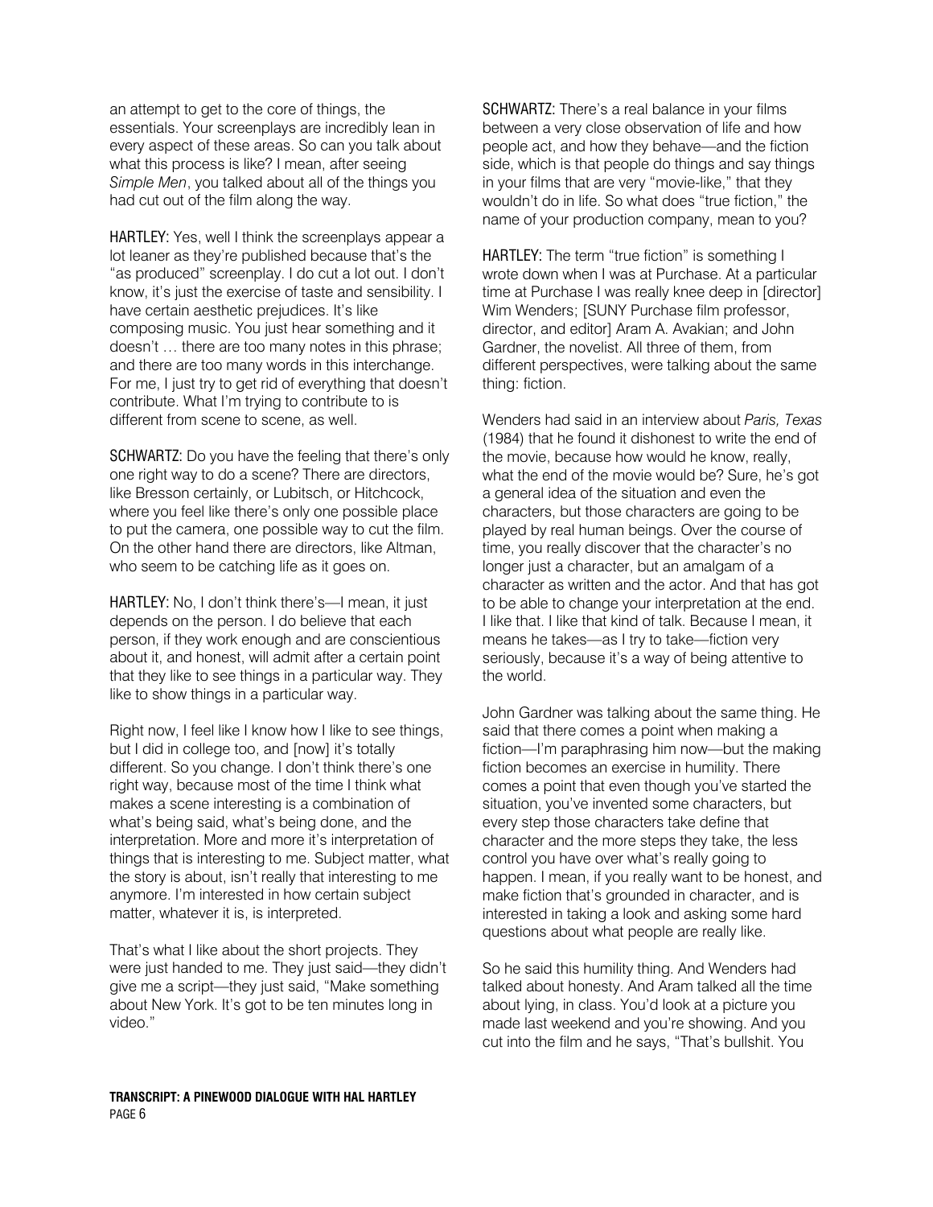an attempt to get to the core of things, the essentials. Your screenplays are incredibly lean in every aspect of these areas. So can you talk about what this process is like? I mean, after seeing *Simple Men*, you talked about all of the things you had cut out of the film along the way.

HARTLEY: Yes, well I think the screenplays appear a lot leaner as they're published because that's the "as produced" screenplay. I do cut a lot out. I don't know, it's just the exercise of taste and sensibility. I have certain aesthetic prejudices. It's like composing music. You just hear something and it doesn't … there are too many notes in this phrase; and there are too many words in this interchange. For me, I just try to get rid of everything that doesn't contribute. What I'm trying to contribute to is different from scene to scene, as well.

SCHWARTZ: Do you have the feeling that there's only one right way to do a scene? There are directors, like Bresson certainly, or Lubitsch, or Hitchcock, where you feel like there's only one possible place to put the camera, one possible way to cut the film. On the other hand there are directors, like Altman, who seem to be catching life as it goes on.

HARTLEY: No, I don't think there's—I mean, it just depends on the person. I do believe that each person, if they work enough and are conscientious about it, and honest, will admit after a certain point that they like to see things in a particular way. They like to show things in a particular way.

Right now, I feel like I know how I like to see things, but I did in college too, and [now] it's totally different. So you change. I don't think there's one right way, because most of the time I think what makes a scene interesting is a combination of what's being said, what's being done, and the interpretation. More and more it's interpretation of things that is interesting to me. Subject matter, what the story is about, isn't really that interesting to me anymore. I'm interested in how certain subject matter, whatever it is, is interpreted.

That's what I like about the short projects. They were just handed to me. They just said—they didn't give me a script—they just said, "Make something about New York. It's got to be ten minutes long in video."

SCHWARTZ: There's a real balance in your films between a very close observation of life and how people act, and how they behave—and the fiction side, which is that people do things and say things in your films that are very "movie-like," that they wouldn't do in life. So what does "true fiction," the name of your production company, mean to you?

HARTLEY: The term "true fiction" is something I wrote down when I was at Purchase. At a particular time at Purchase I was really knee deep in [director] Wim Wenders; [SUNY Purchase film professor, director, and editor] Aram A. Avakian; and John Gardner, the novelist. All three of them, from different perspectives, were talking about the same thing: fiction.

Wenders had said in an interview about *Paris, Texas* (1984) that he found it dishonest to write the end of the movie, because how would he know, really, what the end of the movie would be? Sure, he's got a general idea of the situation and even the characters, but those characters are going to be played by real human beings. Over the course of time, you really discover that the character's no longer just a character, but an amalgam of a character as written and the actor. And that has got to be able to change your interpretation at the end. I like that. I like that kind of talk. Because I mean, it means he takes—as I try to take—fiction very seriously, because it's a way of being attentive to the world.

John Gardner was talking about the same thing. He said that there comes a point when making a fiction—I'm paraphrasing him now—but the making fiction becomes an exercise in humility. There comes a point that even though you've started the situation, you've invented some characters, but every step those characters take define that character and the more steps they take, the less control you have over what's really going to happen. I mean, if you really want to be honest, and make fiction that's grounded in character, and is interested in taking a look and asking some hard questions about what people are really like.

So he said this humility thing. And Wenders had talked about honesty. And Aram talked all the time about lying, in class. You'd look at a picture you made last weekend and you're showing. And you cut into the film and he says, "That's bullshit. You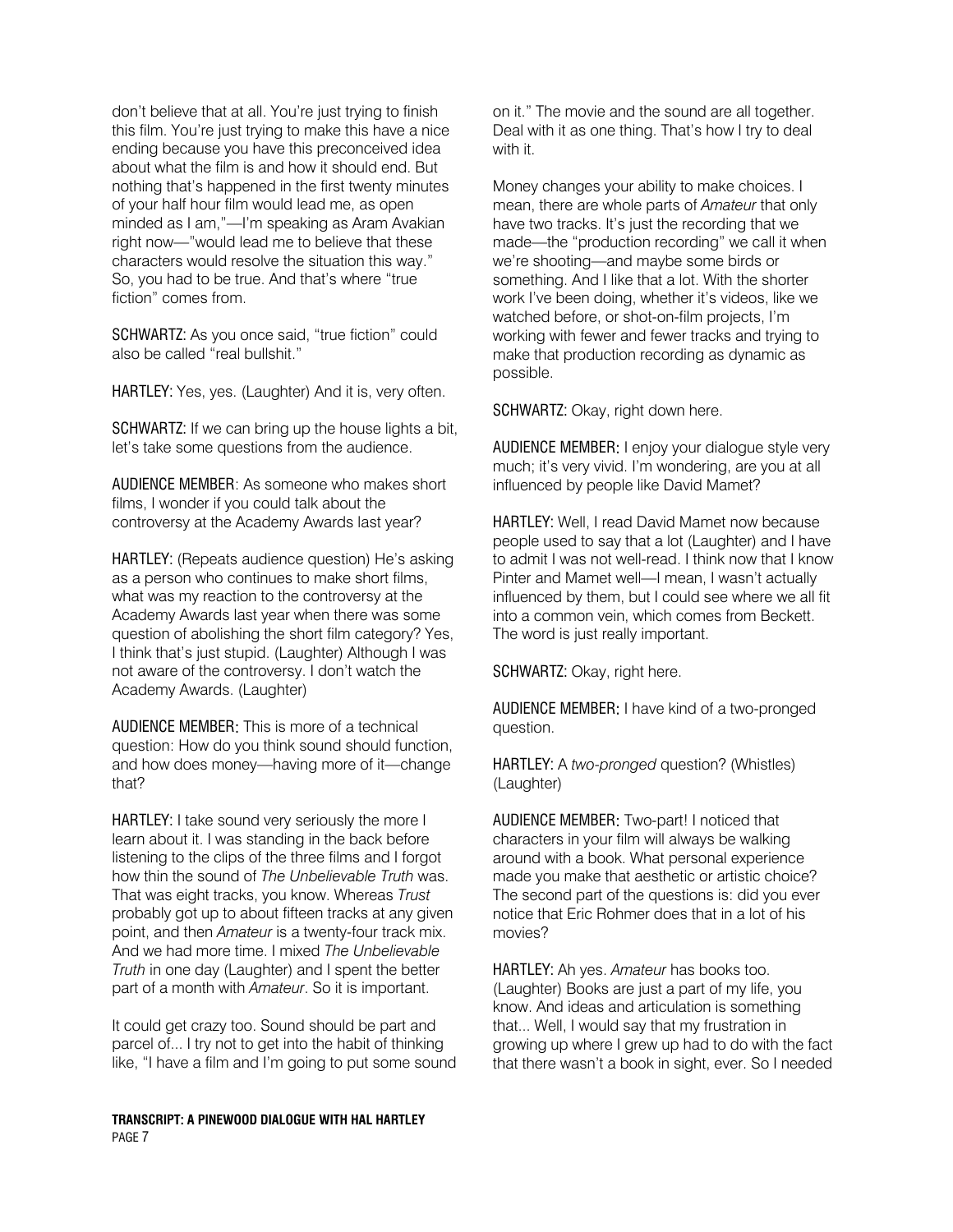don't believe that at all. You're just trying to finish this film. You're just trying to make this have a nice ending because you have this preconceived idea about what the film is and how it should end. But nothing that's happened in the first twenty minutes of your half hour film would lead me, as open minded as I am,"—I'm speaking as Aram Avakian right now—"would lead me to believe that these characters would resolve the situation this way." So, you had to be true. And that's where "true fiction" comes from.

SCHWARTZ: As you once said, "true fiction" could also be called "real bullshit."

HARTLEY: Yes, yes. (Laughter) And it is, very often.

SCHWARTZ: If we can bring up the house lights a bit, let's take some questions from the audience.

AUDIENCE MEMBER: As someone who makes short films, I wonder if you could talk about the controversy at the Academy Awards last year?

HARTLEY: (Repeats audience question) He's asking as a person who continues to make short films, what was my reaction to the controversy at the Academy Awards last year when there was some question of abolishing the short film category? Yes, I think that's just stupid. (Laughter) Although I was not aware of the controversy. I don't watch the Academy Awards. (Laughter)

AUDIENCE MEMBER: This is more of a technical question: How do you think sound should function, and how does money—having more of it—change that?

HARTLEY: I take sound very seriously the more I learn about it. I was standing in the back before listening to the clips of the three films and I forgot how thin the sound of *The Unbelievable Truth* was. That was eight tracks, you know. Whereas *Trust* probably got up to about fifteen tracks at any given point, and then *Amateur* is a twenty-four track mix. And we had more time. I mixed *The Unbelievable Truth* in one day (Laughter) and I spent the better part of a month with *Amateur*. So it is important.

It could get crazy too. Sound should be part and parcel of... I try not to get into the habit of thinking like, "I have a film and I'm going to put some sound on it." The movie and the sound are all together. Deal with it as one thing. That's how I try to deal with it.

Money changes your ability to make choices. I mean, there are whole parts of *Amateur* that only have two tracks. It's just the recording that we made—the "production recording" we call it when we're shooting—and maybe some birds or something. And I like that a lot. With the shorter work I've been doing, whether it's videos, like we watched before, or shot-on-film projects, I'm working with fewer and fewer tracks and trying to make that production recording as dynamic as possible.

SCHWARTZ: Okay, right down here.

AUDIENCE MEMBER: I enjoy your dialogue style very much; it's very vivid. I'm wondering, are you at all influenced by people like David Mamet?

HARTLEY: Well, I read David Mamet now because people used to say that a lot (Laughter) and I have to admit I was not well-read. I think now that I know Pinter and Mamet well—I mean, I wasn't actually influenced by them, but I could see where we all fit into a common vein, which comes from Beckett. The word is just really important.

SCHWARTZ: Okay, right here.

AUDIENCE MEMBER: I have kind of a two-pronged question.

HARTLEY: A *two-pronged* question? (Whistles) (Laughter)

AUDIENCE MEMBER: Two-part! I noticed that characters in your film will always be walking around with a book. What personal experience made you make that aesthetic or artistic choice? The second part of the questions is: did you ever notice that Eric Rohmer does that in a lot of his movies?

HARTLEY: Ah yes. *Amateur* has books too. (Laughter) Books are just a part of my life, you know. And ideas and articulation is something that... Well, I would say that my frustration in growing up where I grew up had to do with the fact that there wasn't a book in sight, ever. So I needed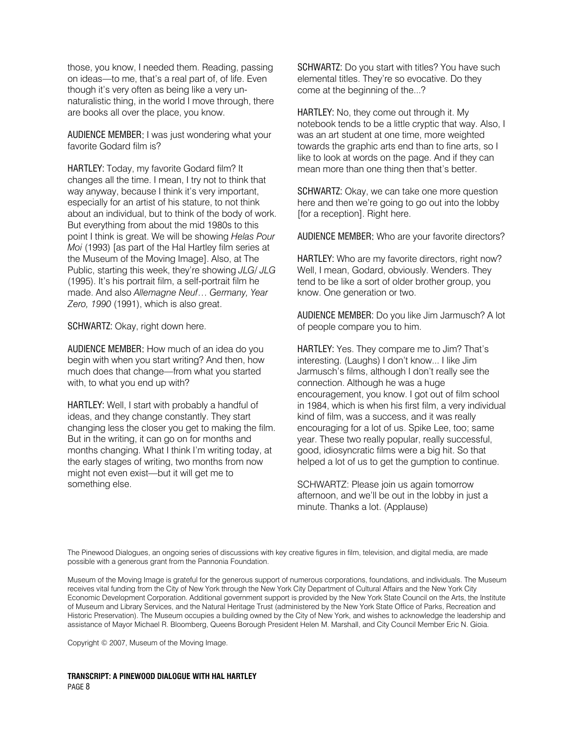those, you know, I needed them. Reading, passing on ideas—to me, that's a real part of, of life. Even though it's very often as being like a very un-naturalistic thing, in the world I move through, there are books all over the place, you know.

AUDIENCE MEMBER: I was just wondering what your favorite Godard film is?

HARTLEY: Today, my favorite Godard film? It changes all the time. I mean, I try not to think that way anyway, because I think it's very important, especially for an artist of his stature, to not think about an individual, but to think of the body of work. But everything from about the mid 1980s to this point I think is great. We will be showing *Helas Pour Moi* (1993) [as part of the Hal Hartley film series at the Museum of the Moving Image]. Also, at The Public, starting this week, they're showing *JLG/ JLG* (1995). It's his portrait film, a self-portrait film he made. And also *Allemagne Neuf… Germany, Year Zero, 1990* (1991), which is also great.

SCHWARTZ: Okay, right down here.

AUDIENCE MEMBER: How much of an idea do you begin with when you start writing? And then, how much does that change—from what you started with, to what you end up with?

HARTLEY: Well, I start with probably a handful of ideas, and they change constantly. They start changing less the closer you get to making the film. But in the writing, it can go on for months and months changing. What I think I'm writing today, at the early stages of writing, two months from now might not even exist—but it will get me to something else.

SCHWARTZ: Do you start with titles? You have such elemental titles. They're so evocative. Do they come at the beginning of the...?

HARTLEY: No, they come out through it. My notebook tends to be a little cryptic that way. Also, I was an art student at one time, more weighted towards the graphic arts end than to fine arts, so I like to look at words on the page. And if they can mean more than one thing then that's better.

SCHWARTZ: Okay, we can take one more question here and then we're going to go out into the lobby [for a reception]. Right here.

AUDIENCE MEMBER: Who are your favorite directors?

HARTLEY: Who are my favorite directors, right now? Well, I mean, Godard, obviously. Wenders. They tend to be like a sort of older brother group, you know. One generation or two.

AUDIENCE MEMBER: Do you like Jim Jarmusch? A lot of people compare you to him.

HARTLEY: Yes. They compare me to Jim? That's interesting. (Laughs) I don't know... I like Jim Jarmusch's films, although I don't really see the connection. Although he was a huge encouragement, you know. I got out of film school in 1984, which is when his first film, a very individual kind of film, was a success, and it was really encouraging for a lot of us. Spike Lee, too; same year. These two really popular, really successful, good, idiosyncratic films were a big hit. So that helped a lot of us to get the gumption to continue.

SCHWARTZ: Please join us again tomorrow afternoon, and we'll be out in the lobby in just a minute. Thanks a lot. (Applause)

The Pinewood Dialogues, an ongoing series of discussions with key creative figures in film, television, and digital media, are made possible with a generous grant from the Pannonia Foundation.

Museum of the Moving Image is grateful for the generous support of numerous corporations, foundations, and individuals. The Museum receives vital funding from the City of New York through the New York City Department of Cultural Affairs and the New York City Economic Development Corporation. Additional government support is provided by the New York State Council on the Arts, the Institute of Museum and Library Services, and the Natural Heritage Trust (administered by the New York State Office of Parks, Recreation and Historic Preservation). The Museum occupies a building owned by the City of New York, and wishes to acknowledge the leadership and assistance of Mayor Michael R. Bloomberg, Queens Borough President Helen M. Marshall, and City Council Member Eric N. Gioia.

Copyright © 2007, Museum of the Moving Image.